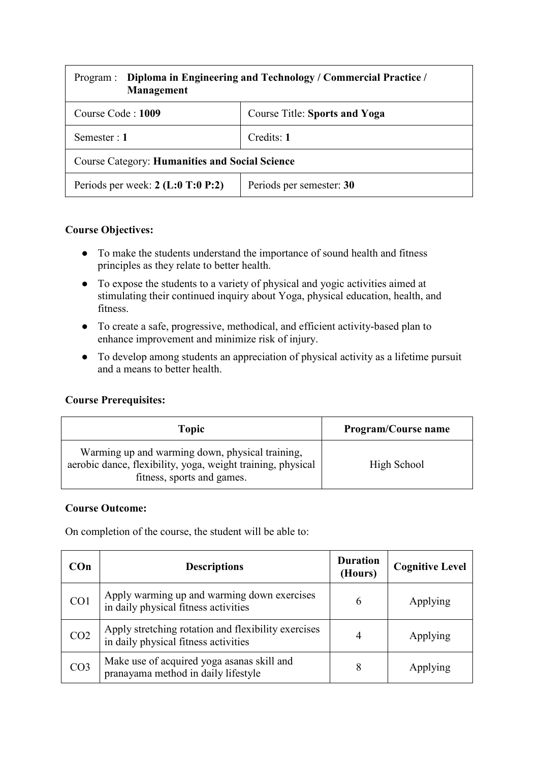| Program : **Diploma in Engineering and Technology / Commercial Practice / Management** | |
|---|---|
| Course Code : **1009** | Course Title: **Sports and Yoga** |
| Semester : **1** | Credits: **1** |
| Course Category: **Humanities and Social Science** | |
| Periods per week: **2 (L:0 T:0 P:2)** | Periods per semester: **30** |

**Course Objectives:**

- To make the students understand the importance of sound health and fitness principles as they relate to better health.
- To expose the students to a variety of physical and yogic activities aimed at stimulating their continued inquiry about Yoga, physical education, health, and fitness.
- To create a safe, progressive, methodical, and efficient activity-based plan to enhance improvement and minimize risk of injury.
- To develop among students an appreciation of physical activity as a lifetime pursuit and a means to better health.

**Course Prerequisites:**

| Topic | Program/Course name |
|---|---|
| Warming up and warming down, physical training, aerobic dance, flexibility, yoga, weight training, physical fitness, sports and games. | High School |

**Course Outcome:**

On completion of the course, the student will be able to:

| COn | Descriptions | Duration (Hours) | Cognitive Level |
|---|---|---|---|
| CO1 | Apply warming up and warming down exercises in daily physical fitness activities | 6 | Applying |
| CO2 | Apply stretching rotation and flexibility exercises in daily physical fitness activities | 4 | Applying |
| CO3 | Make use of acquired yoga asanas skill and pranayama method in daily lifestyle | 8 | Applying |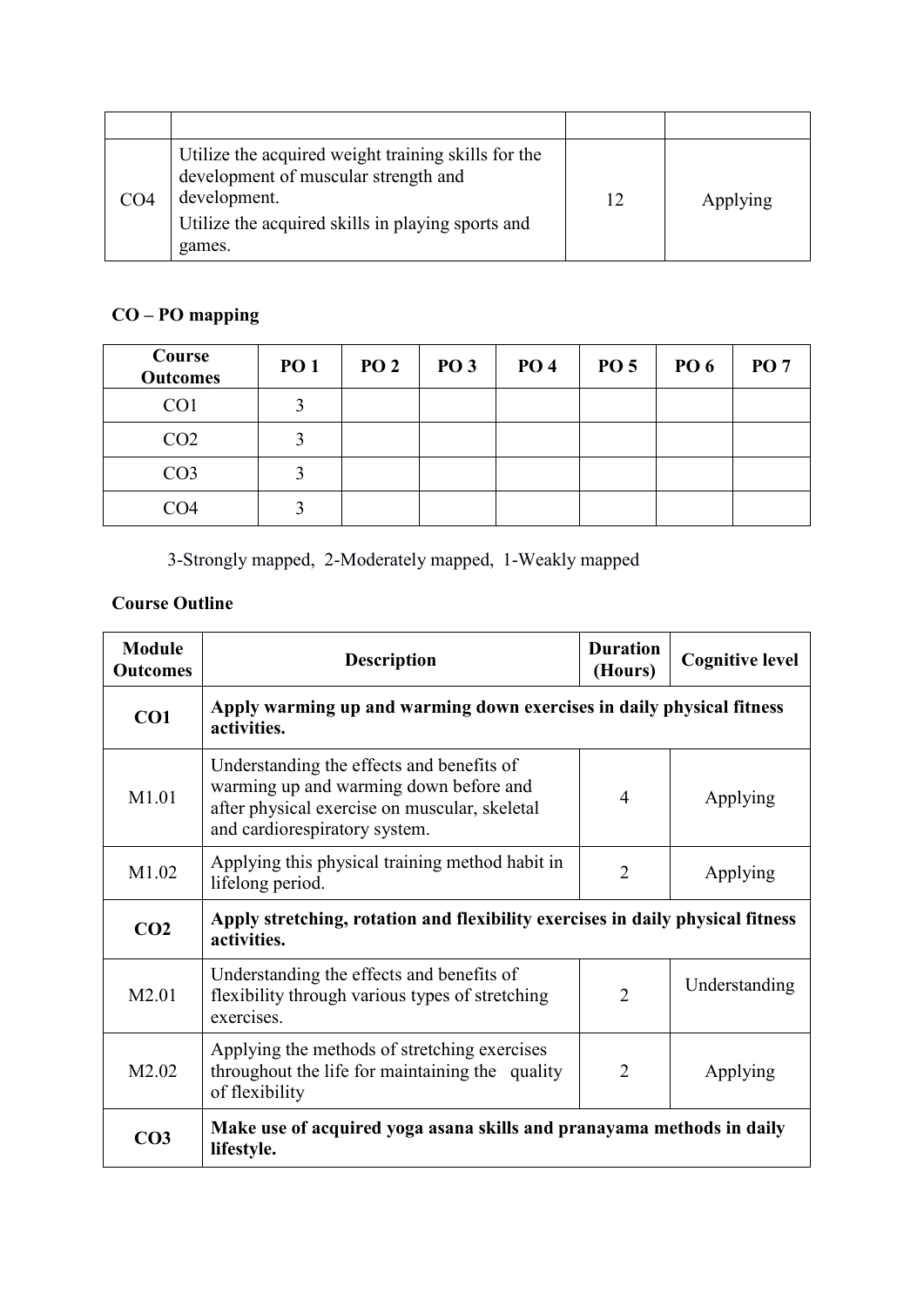| | | | |
|---|---|---|---|
| CO4 | Utilize the acquired weight training skills for the development of muscular strength and development.<br>Utilize the acquired skills in playing sports and games. | 12 | Applying |

## CO – PO mapping

| Course Outcomes | PO 1 | PO 2 | PO 3 | PO 4 | PO 5 | PO 6 | PO 7 |
|---|---|---|---|---|---|---|---|
| CO1 | 3 | | | | | | |
| CO2 | 3 | | | | | | |
| CO3 | 3 | | | | | | |
| CO4 | 3 | | | | | | |

3-Strongly mapped, 2-Moderately mapped, 1-Weakly mapped

## Course Outline

| Module Outcomes | Description | Duration (Hours) | Cognitive level |
|---|---|---|---|
| **CO1** | **Apply warming up and warming down exercises in daily physical fitness activities.** | | |
| M1.01 | Understanding the effects and benefits of warming up and warming down before and after physical exercise on muscular, skeletal and cardiorespiratory system. | 4 | Applying |
| M1.02 | Applying this physical training method habit in lifelong period. | 2 | Applying |
| **CO2** | **Apply stretching, rotation and flexibility exercises in daily physical fitness activities.** | | |
| M2.01 | Understanding the effects and benefits of flexibility through various types of stretching exercises. | 2 | Understanding |
| M2.02 | Applying the methods of stretching exercises throughout the life for maintaining the quality of flexibility | 2 | Applying |
| **CO3** | **Make use of acquired yoga asana skills and pranayama methods in daily lifestyle.** | | |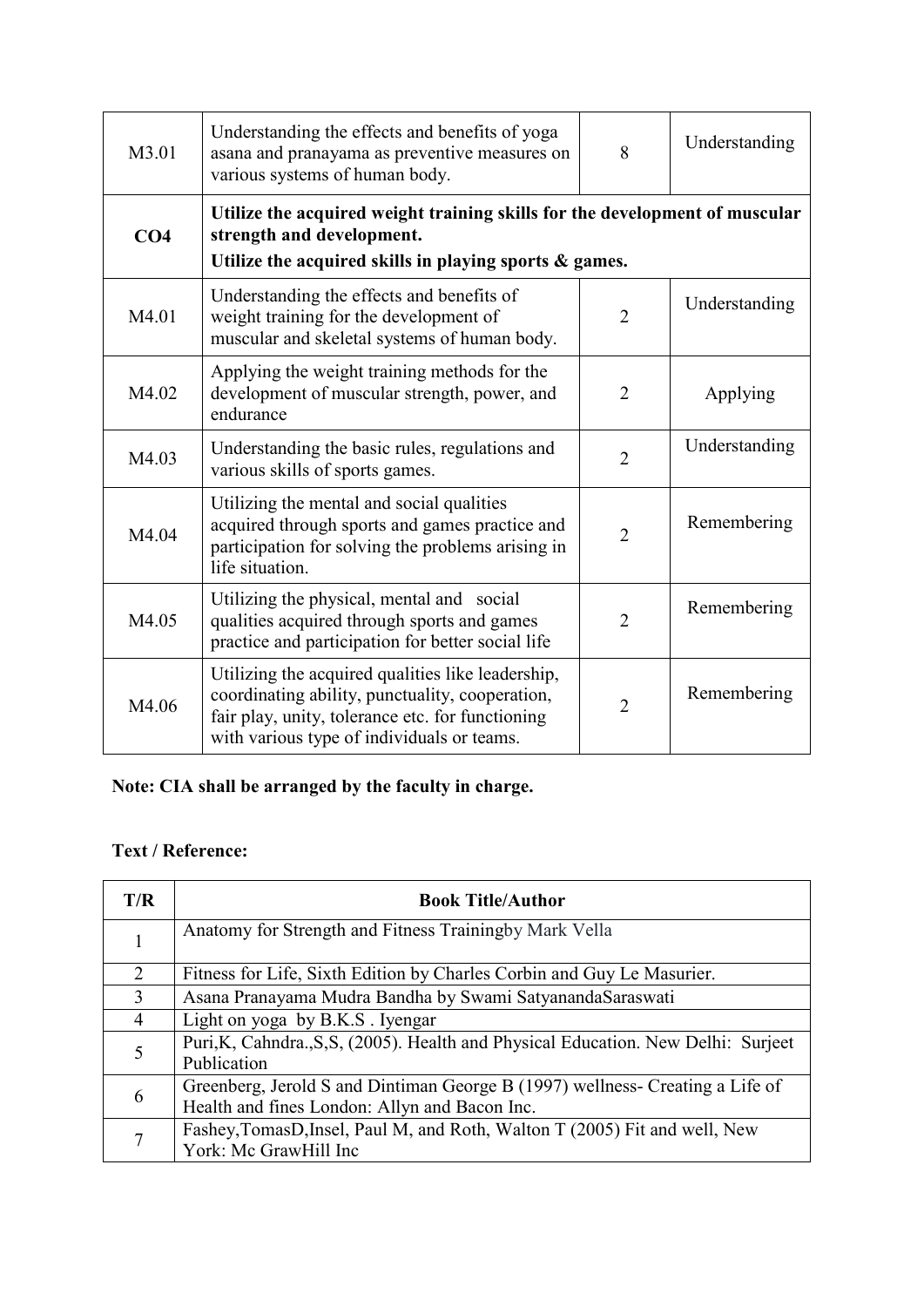| | | | |
|---|---|---|---|
| M3.01 | Understanding the effects and benefits of yoga asana and pranayama as preventive measures on various systems of human body. | 8 | Understanding |
| **CO4** | **Utilize the acquired weight training skills for the development of muscular strength and development.** **Utilize the acquired skills in playing sports & games.** | | |
| M4.01 | Understanding the effects and benefits of weight training for the development of muscular and skeletal systems of human body. | 2 | Understanding |
| M4.02 | Applying the weight training methods for the development of muscular strength, power, and endurance | 2 | Applying |
| M4.03 | Understanding the basic rules, regulations and various skills of sports games. | 2 | Understanding |
| M4.04 | Utilizing the mental and social qualities acquired through sports and games practice and participation for solving the problems arising in life situation. | 2 | Remembering |
| M4.05 | Utilizing the physical, mental and social qualities acquired through sports and games practice and participation for better social life | 2 | Remembering |
| M4.06 | Utilizing the acquired qualities like leadership, coordinating ability, punctuality, cooperation, fair play, unity, tolerance etc. for functioning with various type of individuals or teams. | 2 | Remembering |

**Note: CIA shall be arranged by the faculty in charge.**

**Text / Reference:**

| T/R | Book Title/Author |
|---|---|
| 1 | Anatomy for Strength and Fitness Trainingby Mark Vella |
| 2 | Fitness for Life, Sixth Edition by Charles Corbin and Guy Le Masurier. |
| 3 | Asana Pranayama Mudra Bandha by Swami SatyanandaSaraswati |
| 4 | Light on yoga by B.K.S . Iyengar |
| 5 | Puri,K, Cahndra.,S,S, (2005). Health and Physical Education. New Delhi: Surjeet Publication |
| 6 | Greenberg, Jerold S and Dintiman George B (1997) wellness- Creating a Life of Health and fines London: Allyn and Bacon Inc. |
| 7 | Fashey,TomasD,Insel, Paul M, and Roth, Walton T (2005) Fit and well, New York: Mc GrawHill Inc |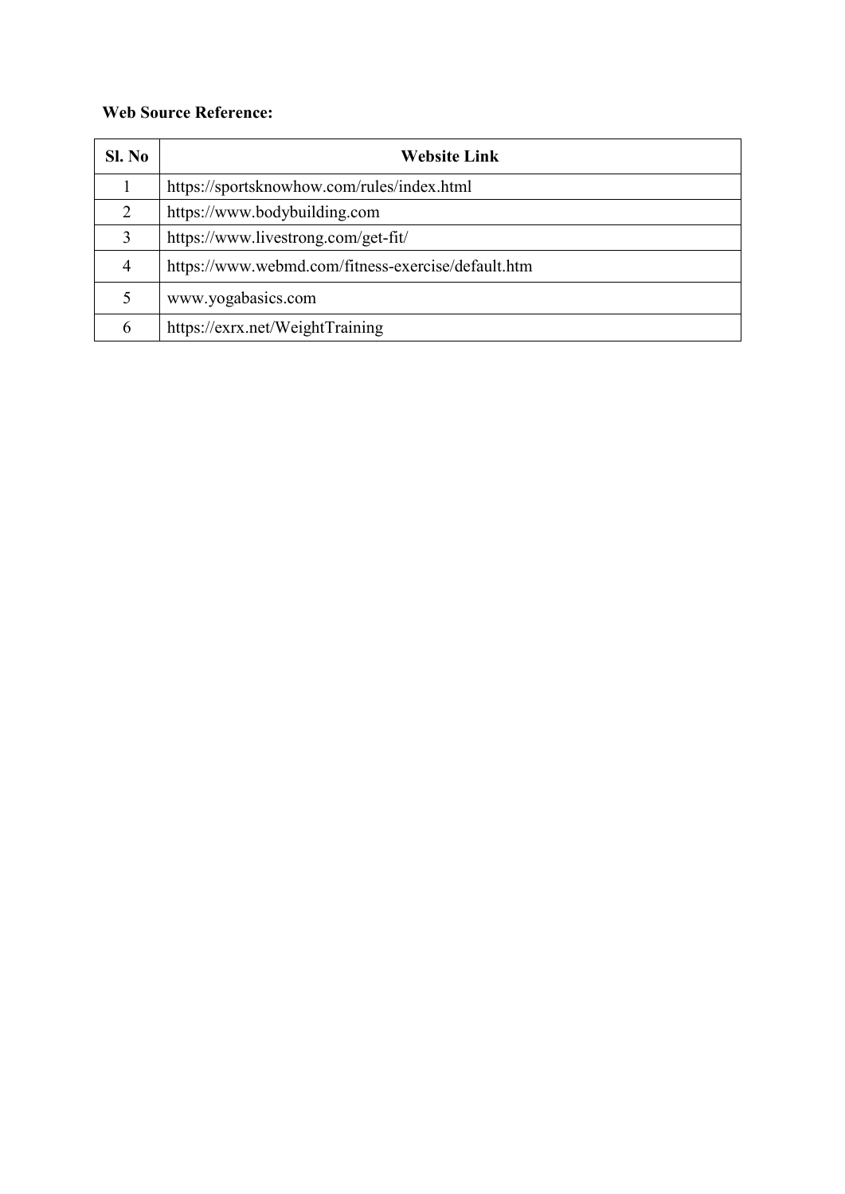**Web Source Reference:**

| Sl. No | Website Link |
| --- | --- |
| 1 | https://sportsknowhow.com/rules/index.html |
| 2 | https://www.bodybuilding.com |
| 3 | https://www.livestrong.com/get-fit/ |
| 4 | https://www.webmd.com/fitness-exercise/default.htm |
| 5 | www.yogabasics.com |
| 6 | https://exrx.net/WeightTraining |